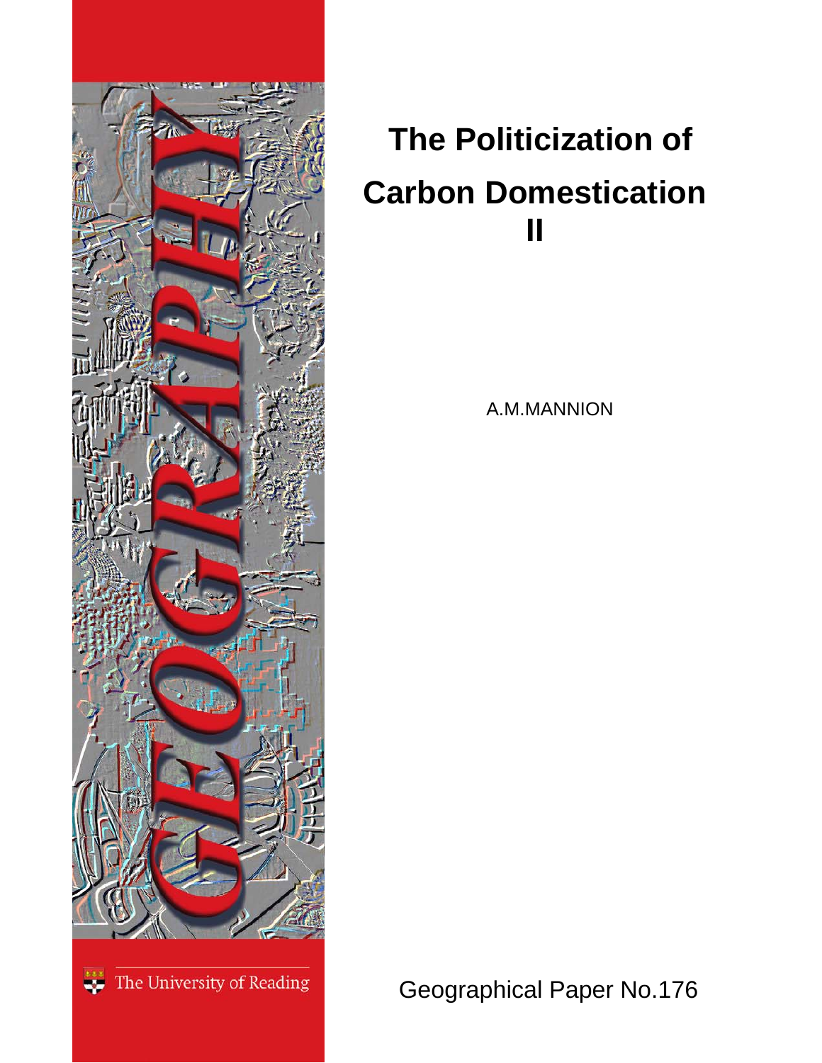# The Politicization of Carbon Domestication II

A.M.MANNION

The University of Reading

Geographical Paper No.176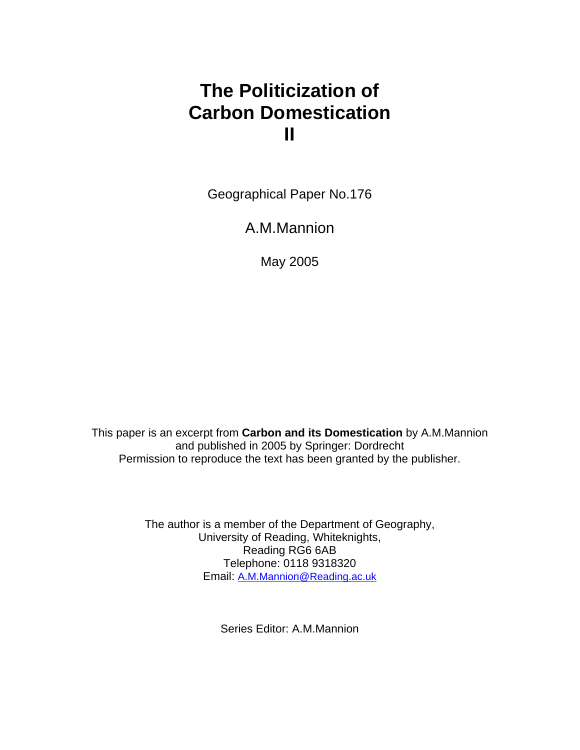# The Politicization of Carbon Domestication II

Geographical Paper No.176

A.M.Mannion

May 2005

This paper is an excerpt from **Carbon and its Domestication** by A.M.Mannion and published in 2005 by Springer: Dordrecht
Permission to reproduce the text has been granted by the publisher.

The author is a member of the Department of Geography,
University of Reading, Whiteknights,
Reading RG6 6AB
Telephone: 0118 9318320
Email: A.M.Mannion@Reading.ac.uk

Series Editor: A.M.Mannion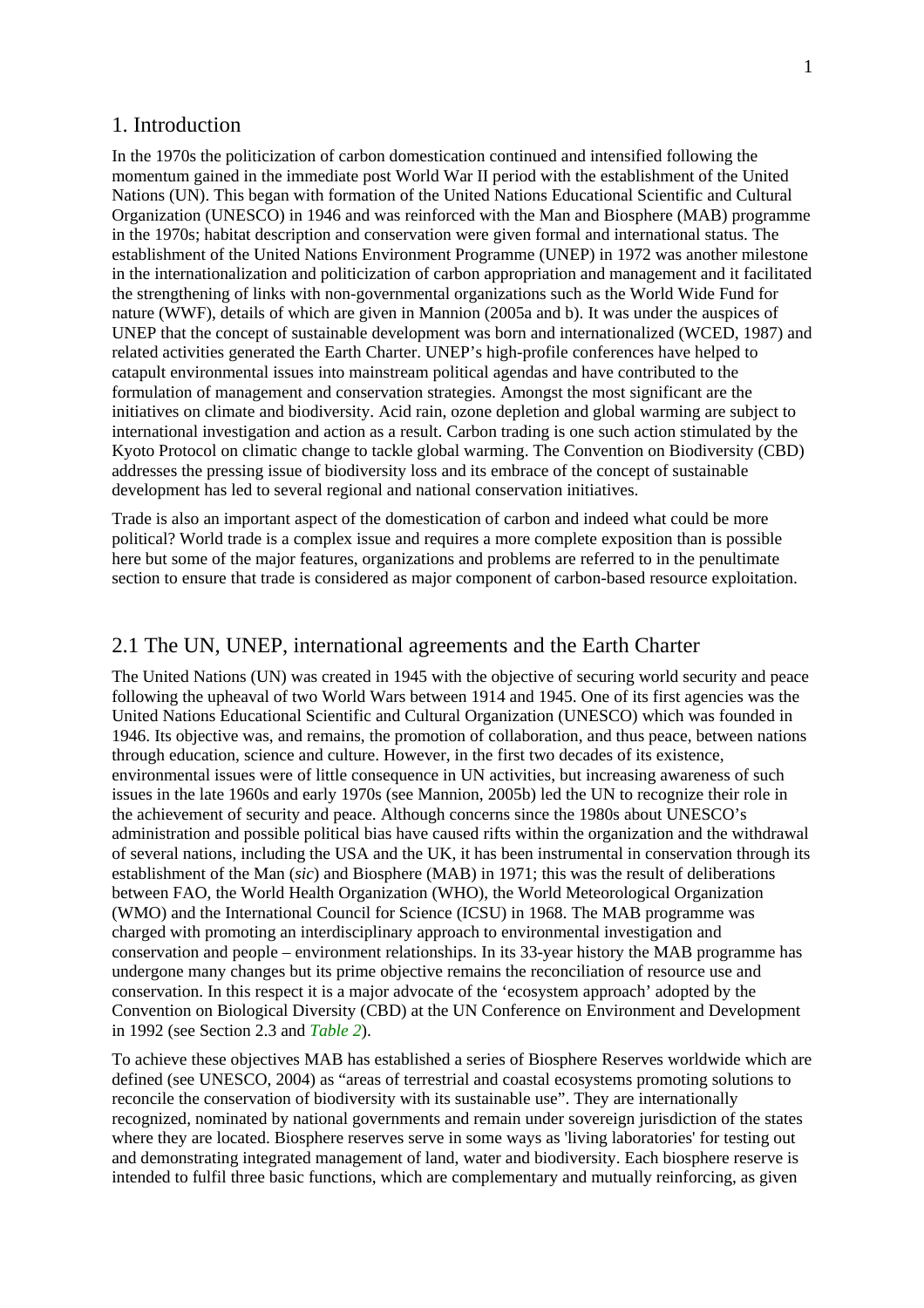# 1. Introduction

In the 1970s the politicization of carbon domestication continued and intensified following the momentum gained in the immediate post World War II period with the establishment of the United Nations (UN). This began with formation of the United Nations Educational Scientific and Cultural Organization (UNESCO) in 1946 and was reinforced with the Man and Biosphere (MAB) programme in the 1970s; habitat description and conservation were given formal and international status. The establishment of the United Nations Environment Programme (UNEP) in 1972 was another milestone in the internationalization and politicization of carbon appropriation and management and it facilitated the strengthening of links with non-governmental organizations such as the World Wide Fund for nature (WWF), details of which are given in Mannion (2005a and b). It was under the auspices of UNEP that the concept of sustainable development was born and internationalized (WCED, 1987) and related activities generated the Earth Charter. UNEP's high-profile conferences have helped to catapult environmental issues into mainstream political agendas and have contributed to the formulation of management and conservation strategies. Amongst the most significant are the initiatives on climate and biodiversity. Acid rain, ozone depletion and global warming are subject to international investigation and action as a result. Carbon trading is one such action stimulated by the Kyoto Protocol on climatic change to tackle global warming. The Convention on Biodiversity (CBD) addresses the pressing issue of biodiversity loss and its embrace of the concept of sustainable development has led to several regional and national conservation initiatives.

Trade is also an important aspect of the domestication of carbon and indeed what could be more political? World trade is a complex issue and requires a more complete exposition than is possible here but some of the major features, organizations and problems are referred to in the penultimate section to ensure that trade is considered as major component of carbon-based resource exploitation.

## 2.1 The UN, UNEP, international agreements and the Earth Charter

The United Nations (UN) was created in 1945 with the objective of securing world security and peace following the upheaval of two World Wars between 1914 and 1945. One of its first agencies was the United Nations Educational Scientific and Cultural Organization (UNESCO) which was founded in 1946. Its objective was, and remains, the promotion of collaboration, and thus peace, between nations through education, science and culture. However, in the first two decades of its existence, environmental issues were of little consequence in UN activities, but increasing awareness of such issues in the late 1960s and early 1970s (see Mannion, 2005b) led the UN to recognize their role in the achievement of security and peace. Although concerns since the 1980s about UNESCO's administration and possible political bias have caused rifts within the organization and the withdrawal of several nations, including the USA and the UK, it has been instrumental in conservation through its establishment of the Man (*sic*) and Biosphere (MAB) in 1971; this was the result of deliberations between FAO, the World Health Organization (WHO), the World Meteorological Organization (WMO) and the International Council for Science (ICSU) in 1968. The MAB programme was charged with promoting an interdisciplinary approach to environmental investigation and conservation and people – environment relationships. In its 33-year history the MAB programme has undergone many changes but its prime objective remains the reconciliation of resource use and conservation. In this respect it is a major advocate of the 'ecosystem approach' adopted by the Convention on Biological Diversity (CBD) at the UN Conference on Environment and Development in 1992 (see Section 2.3 and *Table 2*).

To achieve these objectives MAB has established a series of Biosphere Reserves worldwide which are defined (see UNESCO, 2004) as "areas of terrestrial and coastal ecosystems promoting solutions to reconcile the conservation of biodiversity with its sustainable use". They are internationally recognized, nominated by national governments and remain under sovereign jurisdiction of the states where they are located. Biosphere reserves serve in some ways as 'living laboratories' for testing out and demonstrating integrated management of land, water and biodiversity. Each biosphere reserve is intended to fulfil three basic functions, which are complementary and mutually reinforcing, as given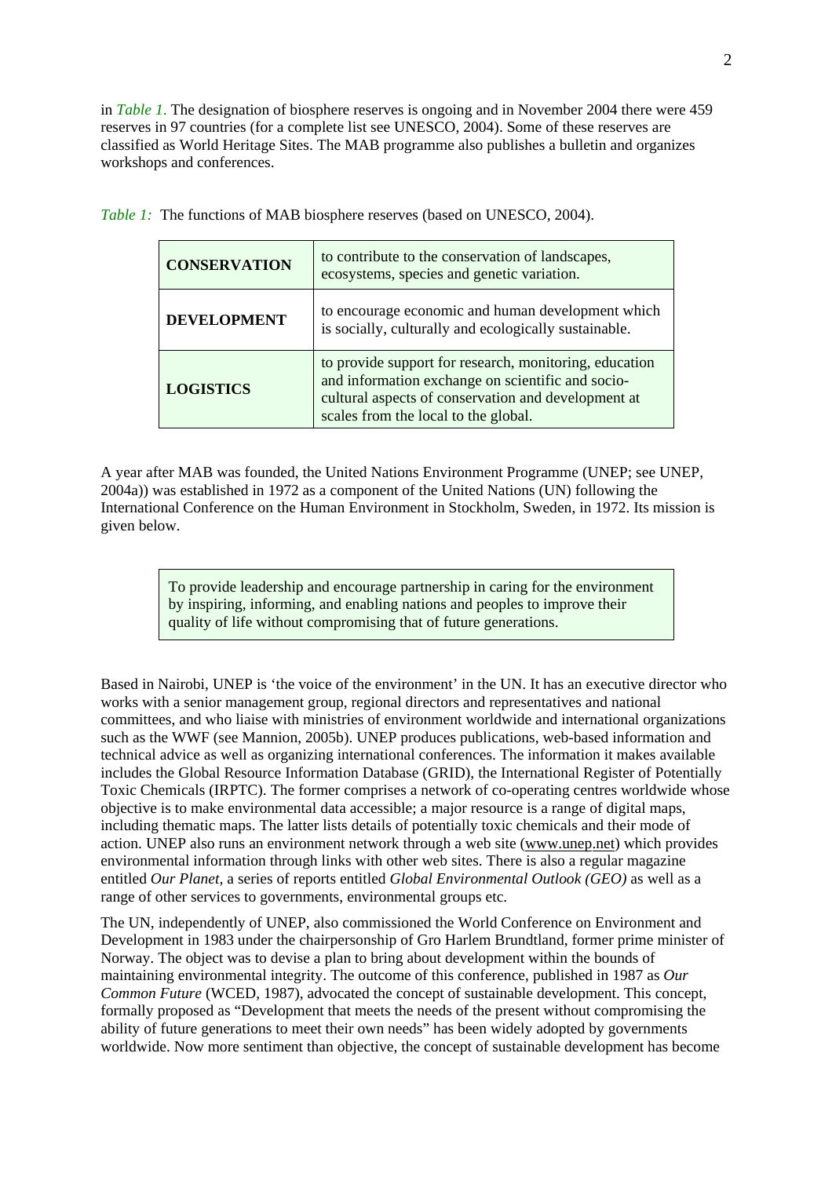in *Table 1.* The designation of biosphere reserves is ongoing and in November 2004 there were 459 reserves in 97 countries (for a complete list see UNESCO, 2004). Some of these reserves are classified as World Heritage Sites. The MAB programme also publishes a bulletin and organizes workshops and conferences.

*Table 1:* The functions of MAB biosphere reserves (based on UNESCO, 2004).

| | |
|---|---|
| **CONSERVATION** | to contribute to the conservation of landscapes, ecosystems, species and genetic variation. |
| **DEVELOPMENT** | to encourage economic and human development which is socially, culturally and ecologically sustainable. |
| **LOGISTICS** | to provide support for research, monitoring, education and information exchange on scientific and socio-cultural aspects of conservation and development at scales from the local to the global. |

A year after MAB was founded, the United Nations Environment Programme (UNEP; see UNEP, 2004a)) was established in 1972 as a component of the United Nations (UN) following the International Conference on the Human Environment in Stockholm, Sweden, in 1972. Its mission is given below.

> To provide leadership and encourage partnership in caring for the environment by inspiring, informing, and enabling nations and peoples to improve their quality of life without compromising that of future generations.

Based in Nairobi, UNEP is 'the voice of the environment' in the UN. It has an executive director who works with a senior management group, regional directors and representatives and national committees, and who liaise with ministries of environment worldwide and international organizations such as the WWF (see Mannion, 2005b). UNEP produces publications, web-based information and technical advice as well as organizing international conferences. The information it makes available includes the Global Resource Information Database (GRID), the International Register of Potentially Toxic Chemicals (IRPTC). The former comprises a network of co-operating centres worldwide whose objective is to make environmental data accessible; a major resource is a range of digital maps, including thematic maps. The latter lists details of potentially toxic chemicals and their mode of action. UNEP also runs an environment network through a web site (www.unep.net) which provides environmental information through links with other web sites. There is also a regular magazine entitled *Our Planet*, a series of reports entitled *Global Environmental Outlook (GEO)* as well as a range of other services to governments, environmental groups etc.

The UN, independently of UNEP, also commissioned the World Conference on Environment and Development in 1983 under the chairpersonship of Gro Harlem Brundtland, former prime minister of Norway. The object was to devise a plan to bring about development within the bounds of maintaining environmental integrity. The outcome of this conference, published in 1987 as *Our Common Future* (WCED, 1987), advocated the concept of sustainable development. This concept, formally proposed as "Development that meets the needs of the present without compromising the ability of future generations to meet their own needs" has been widely adopted by governments worldwide. Now more sentiment than objective, the concept of sustainable development has become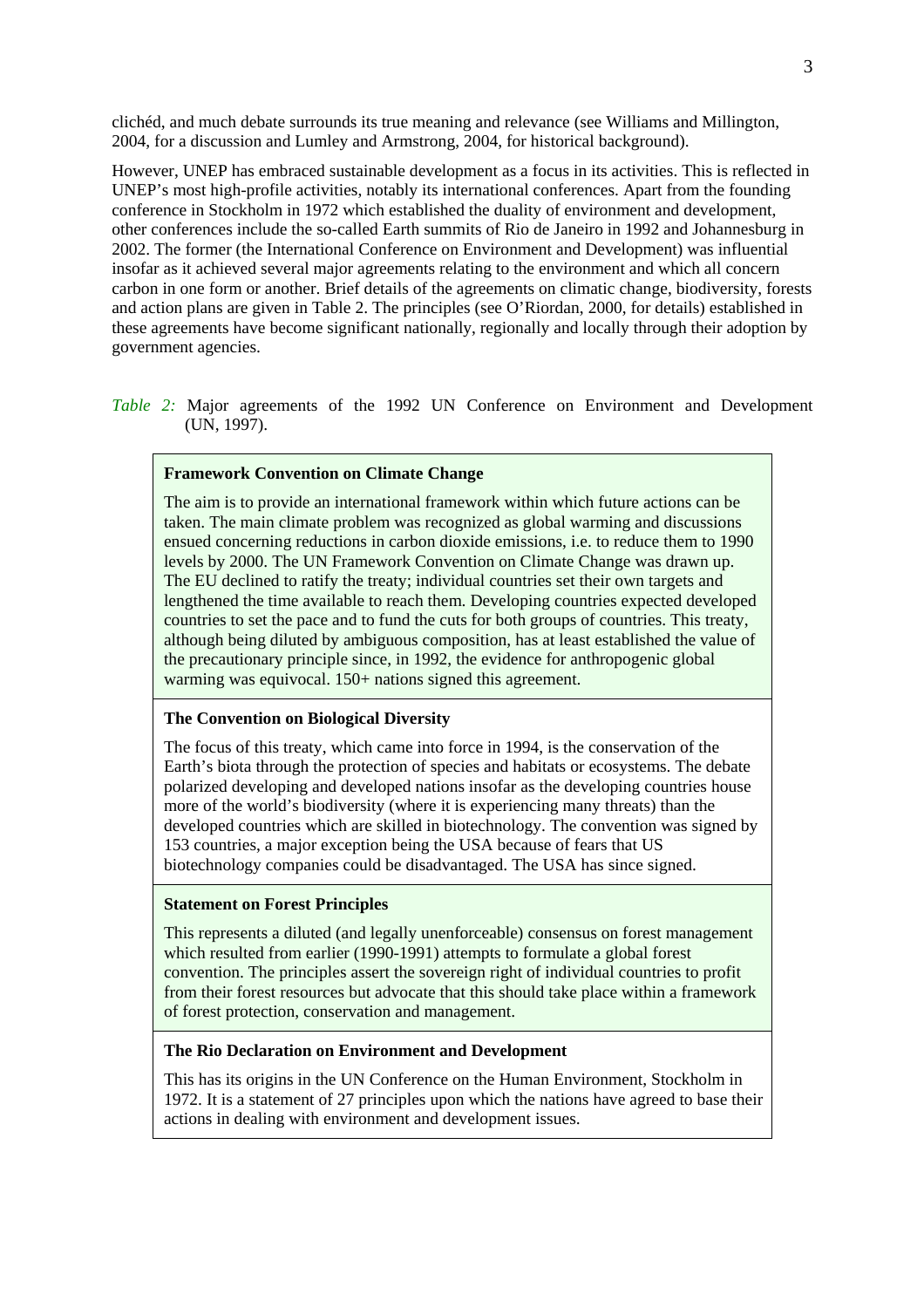clichéd, and much debate surrounds its true meaning and relevance (see Williams and Millington, 2004, for a discussion and Lumley and Armstrong, 2004, for historical background).

However, UNEP has embraced sustainable development as a focus in its activities. This is reflected in UNEP's most high-profile activities, notably its international conferences. Apart from the founding conference in Stockholm in 1972 which established the duality of environment and development, other conferences include the so-called Earth summits of Rio de Janeiro in 1992 and Johannesburg in 2002. The former (the International Conference on Environment and Development) was influential insofar as it achieved several major agreements relating to the environment and which all concern carbon in one form or another. Brief details of the agreements on climatic change, biodiversity, forests and action plans are given in Table 2. The principles (see O'Riordan, 2000, for details) established in these agreements have become significant nationally, regionally and locally through their adoption by government agencies.

*Table 2:* Major agreements of the 1992 UN Conference on Environment and Development (UN, 1997).

| |
|---|
| **Framework Convention on Climate Change**<br><br>The aim is to provide an international framework within which future actions can be taken. The main climate problem was recognized as global warming and discussions ensued concerning reductions in carbon dioxide emissions, i.e. to reduce them to 1990 levels by 2000. The UN Framework Convention on Climate Change was drawn up. The EU declined to ratify the treaty; individual countries set their own targets and lengthened the time available to reach them. Developing countries expected developed countries to set the pace and to fund the cuts for both groups of countries. This treaty, although being diluted by ambiguous composition, has at least established the value of the precautionary principle since, in 1992, the evidence for anthropogenic global warming was equivocal. 150+ nations signed this agreement. |
| **The Convention on Biological Diversity**<br><br>The focus of this treaty, which came into force in 1994, is the conservation of the Earth's biota through the protection of species and habitats or ecosystems. The debate polarized developing and developed nations insofar as the developing countries house more of the world's biodiversity (where it is experiencing many threats) than the developed countries which are skilled in biotechnology. The convention was signed by 153 countries, a major exception being the USA because of fears that US biotechnology companies could be disadvantaged. The USA has since signed. |
| **Statement on Forest Principles**<br><br>This represents a diluted (and legally unenforceable) consensus on forest management which resulted from earlier (1990-1991) attempts to formulate a global forest convention. The principles assert the sovereign right of individual countries to profit from their forest resources but advocate that this should take place within a framework of forest protection, conservation and management. |
| **The Rio Declaration on Environment and Development**<br><br>This has its origins in the UN Conference on the Human Environment, Stockholm in 1972. It is a statement of 27 principles upon which the nations have agreed to base their actions in dealing with environment and development issues. |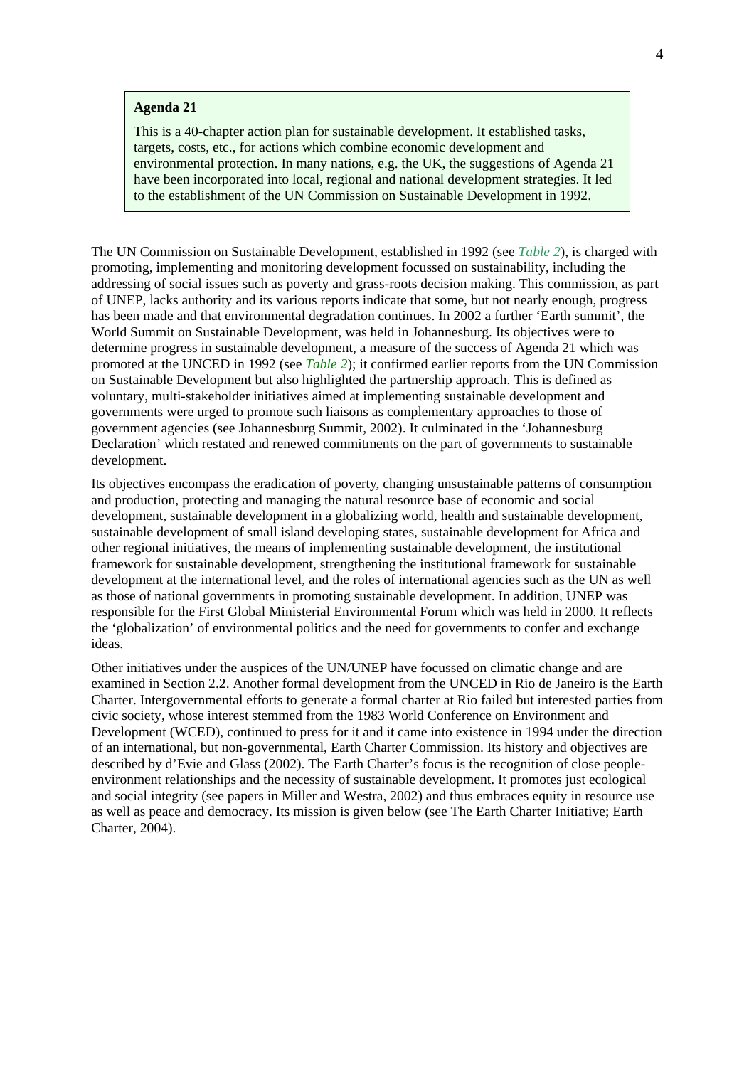> **Agenda 21**
>
> This is a 40-chapter action plan for sustainable development. It established tasks, targets, costs, etc., for actions which combine economic development and environmental protection. In many nations, e.g. the UK, the suggestions of Agenda 21 have been incorporated into local, regional and national development strategies. It led to the establishment of the UN Commission on Sustainable Development in 1992.

The UN Commission on Sustainable Development, established in 1992 (see *Table 2*), is charged with promoting, implementing and monitoring development focussed on sustainability, including the addressing of social issues such as poverty and grass-roots decision making. This commission, as part of UNEP, lacks authority and its various reports indicate that some, but not nearly enough, progress has been made and that environmental degradation continues. In 2002 a further 'Earth summit', the World Summit on Sustainable Development, was held in Johannesburg. Its objectives were to determine progress in sustainable development, a measure of the success of Agenda 21 which was promoted at the UNCED in 1992 (see *Table 2*); it confirmed earlier reports from the UN Commission on Sustainable Development but also highlighted the partnership approach. This is defined as voluntary, multi-stakeholder initiatives aimed at implementing sustainable development and governments were urged to promote such liaisons as complementary approaches to those of government agencies (see Johannesburg Summit, 2002). It culminated in the 'Johannesburg Declaration' which restated and renewed commitments on the part of governments to sustainable development.

Its objectives encompass the eradication of poverty, changing unsustainable patterns of consumption and production, protecting and managing the natural resource base of economic and social development, sustainable development in a globalizing world, health and sustainable development, sustainable development of small island developing states, sustainable development for Africa and other regional initiatives, the means of implementing sustainable development, the institutional framework for sustainable development, strengthening the institutional framework for sustainable development at the international level, and the roles of international agencies such as the UN as well as those of national governments in promoting sustainable development. In addition, UNEP was responsible for the First Global Ministerial Environmental Forum which was held in 2000. It reflects the 'globalization' of environmental politics and the need for governments to confer and exchange ideas.

Other initiatives under the auspices of the UN/UNEP have focussed on climatic change and are examined in Section 2.2. Another formal development from the UNCED in Rio de Janeiro is the Earth Charter. Intergovernmental efforts to generate a formal charter at Rio failed but interested parties from civic society, whose interest stemmed from the 1983 World Conference on Environment and Development (WCED), continued to press for it and it came into existence in 1994 under the direction of an international, but non-governmental, Earth Charter Commission. Its history and objectives are described by d'Evie and Glass (2002). The Earth Charter's focus is the recognition of close people-environment relationships and the necessity of sustainable development. It promotes just ecological and social integrity (see papers in Miller and Westra, 2002) and thus embraces equity in resource use as well as peace and democracy. Its mission is given below (see The Earth Charter Initiative; Earth Charter, 2004).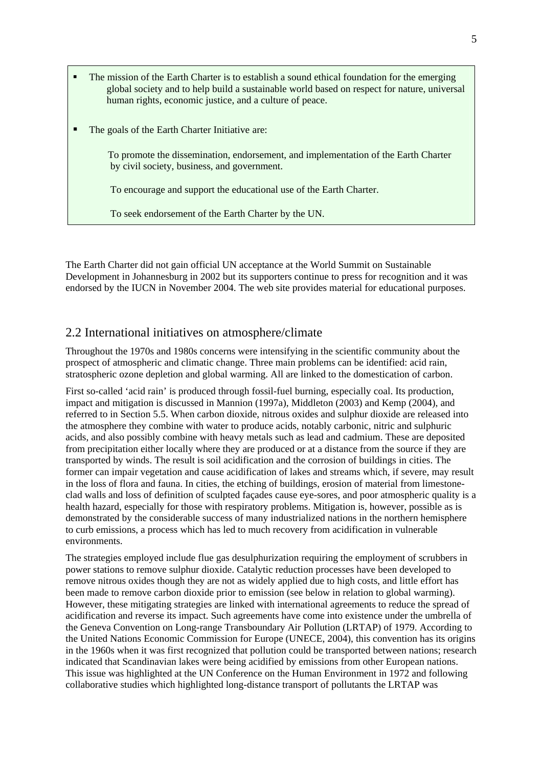- The mission of the Earth Charter is to establish a sound ethical foundation for the emerging global society and to help build a sustainable world based on respect for nature, universal human rights, economic justice, and a culture of peace.

- The goals of the Earth Charter Initiative are:

  To promote the dissemination, endorsement, and implementation of the Earth Charter by civil society, business, and government.

  To encourage and support the educational use of the Earth Charter.

  To seek endorsement of the Earth Charter by the UN.

The Earth Charter did not gain official UN acceptance at the World Summit on Sustainable Development in Johannesburg in 2002 but its supporters continue to press for recognition and it was endorsed by the IUCN in November 2004. The web site provides material for educational purposes.

## 2.2 International initiatives on atmosphere/climate

Throughout the 1970s and 1980s concerns were intensifying in the scientific community about the prospect of atmospheric and climatic change. Three main problems can be identified: acid rain, stratospheric ozone depletion and global warming. All are linked to the domestication of carbon.

First so-called 'acid rain' is produced through fossil-fuel burning, especially coal. Its production, impact and mitigation is discussed in Mannion (1997a), Middleton (2003) and Kemp (2004), and referred to in Section 5.5. When carbon dioxide, nitrous oxides and sulphur dioxide are released into the atmosphere they combine with water to produce acids, notably carbonic, nitric and sulphuric acids, and also possibly combine with heavy metals such as lead and cadmium. These are deposited from precipitation either locally where they are produced or at a distance from the source if they are transported by winds. The result is soil acidification and the corrosion of buildings in cities. The former can impair vegetation and cause acidification of lakes and streams which, if severe, may result in the loss of flora and fauna. In cities, the etching of buildings, erosion of material from limestone-clad walls and loss of definition of sculpted façades cause eye-sores, and poor atmospheric quality is a health hazard, especially for those with respiratory problems. Mitigation is, however, possible as is demonstrated by the considerable success of many industrialized nations in the northern hemisphere to curb emissions, a process which has led to much recovery from acidification in vulnerable environments.

The strategies employed include flue gas desulphurization requiring the employment of scrubbers in power stations to remove sulphur dioxide. Catalytic reduction processes have been developed to remove nitrous oxides though they are not as widely applied due to high costs, and little effort has been made to remove carbon dioxide prior to emission (see below in relation to global warming). However, these mitigating strategies are linked with international agreements to reduce the spread of acidification and reverse its impact. Such agreements have come into existence under the umbrella of the Geneva Convention on Long-range Transboundary Air Pollution (LRTAP) of 1979. According to the United Nations Economic Commission for Europe (UNECE, 2004), this convention has its origins in the 1960s when it was first recognized that pollution could be transported between nations; research indicated that Scandinavian lakes were being acidified by emissions from other European nations. This issue was highlighted at the UN Conference on the Human Environment in 1972 and following collaborative studies which highlighted long-distance transport of pollutants the LRTAP was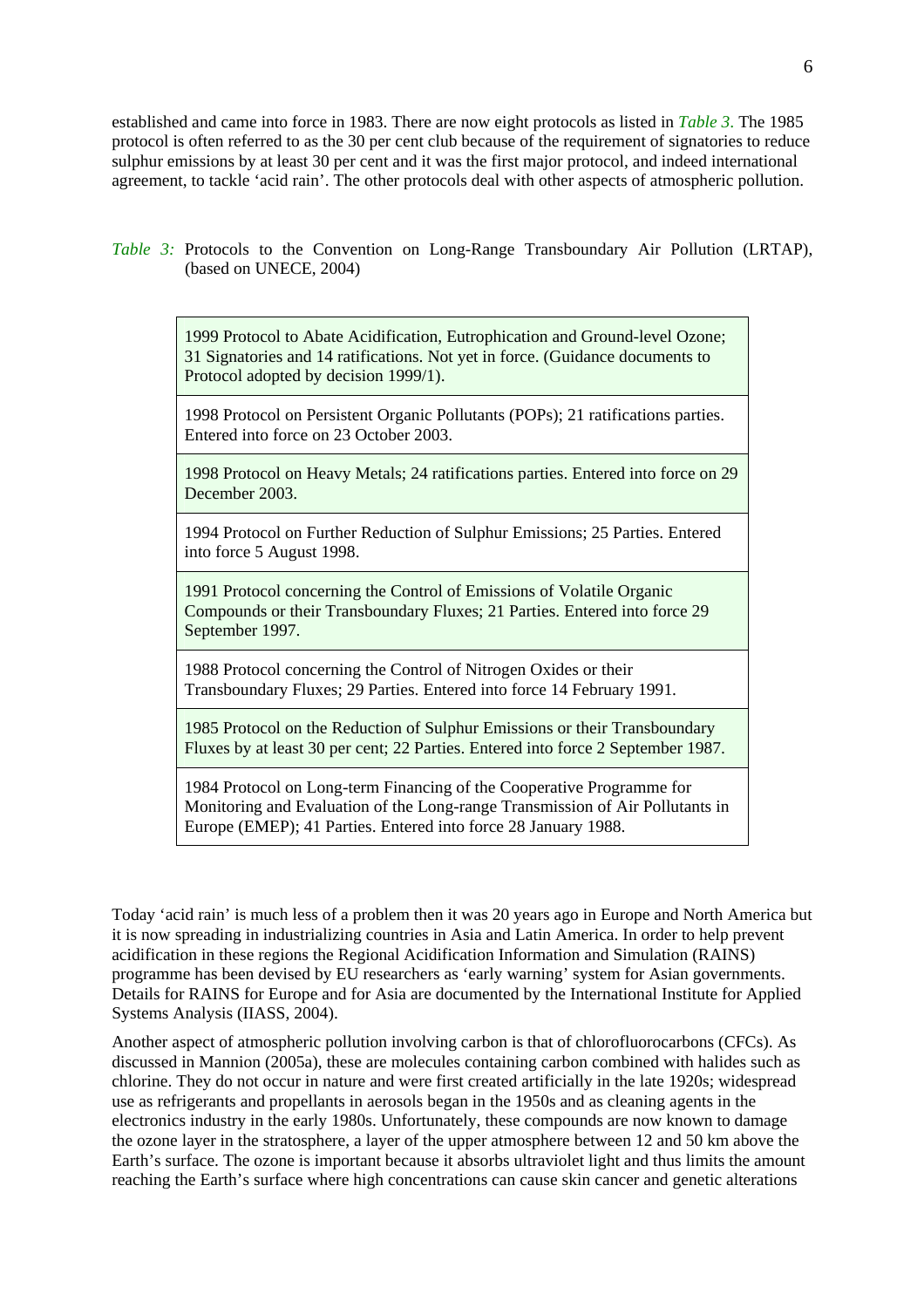established and came into force in 1983. There are now eight protocols as listed in *Table 3*. The 1985 protocol is often referred to as the 30 per cent club because of the requirement of signatories to reduce sulphur emissions by at least 30 per cent and it was the first major protocol, and indeed international agreement, to tackle 'acid rain'. The other protocols deal with other aspects of atmospheric pollution.

*Table 3:* Protocols to the Convention on Long-Range Transboundary Air Pollution (LRTAP), (based on UNECE, 2004)

| |
|---|
| 1999 Protocol to Abate Acidification, Eutrophication and Ground-level Ozone; 31 Signatories and 14 ratifications. Not yet in force. (Guidance documents to Protocol adopted by decision 1999/1). |
| 1998 Protocol on Persistent Organic Pollutants (POPs); 21 ratifications parties. Entered into force on 23 October 2003. |
| 1998 Protocol on Heavy Metals; 24 ratifications parties. Entered into force on 29 December 2003. |
| 1994 Protocol on Further Reduction of Sulphur Emissions; 25 Parties. Entered into force 5 August 1998. |
| 1991 Protocol concerning the Control of Emissions of Volatile Organic Compounds or their Transboundary Fluxes; 21 Parties. Entered into force 29 September 1997. |
| 1988 Protocol concerning the Control of Nitrogen Oxides or their Transboundary Fluxes; 29 Parties. Entered into force 14 February 1991. |
| 1985 Protocol on the Reduction of Sulphur Emissions or their Transboundary Fluxes by at least 30 per cent; 22 Parties. Entered into force 2 September 1987. |
| 1984 Protocol on Long-term Financing of the Cooperative Programme for Monitoring and Evaluation of the Long-range Transmission of Air Pollutants in Europe (EMEP); 41 Parties. Entered into force 28 January 1988. |

Today 'acid rain' is much less of a problem then it was 20 years ago in Europe and North America but it is now spreading in industrializing countries in Asia and Latin America. In order to help prevent acidification in these regions the Regional Acidification Information and Simulation (RAINS) programme has been devised by EU researchers as 'early warning' system for Asian governments. Details for RAINS for Europe and for Asia are documented by the International Institute for Applied Systems Analysis (IIASS, 2004).

Another aspect of atmospheric pollution involving carbon is that of chlorofluorocarbons (CFCs). As discussed in Mannion (2005a), these are molecules containing carbon combined with halides such as chlorine. They do not occur in nature and were first created artificially in the late 1920s; widespread use as refrigerants and propellants in aerosols began in the 1950s and as cleaning agents in the electronics industry in the early 1980s. Unfortunately, these compounds are now known to damage the ozone layer in the stratosphere, a layer of the upper atmosphere between 12 and 50 km above the Earth's surface. The ozone is important because it absorbs ultraviolet light and thus limits the amount reaching the Earth's surface where high concentrations can cause skin cancer and genetic alterations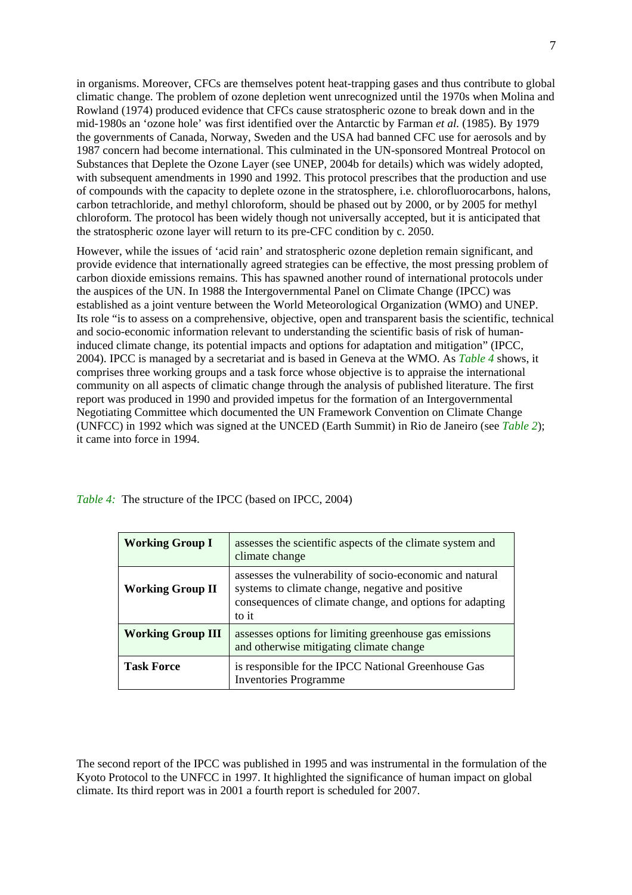in organisms. Moreover, CFCs are themselves potent heat-trapping gases and thus contribute to global climatic change. The problem of ozone depletion went unrecognized until the 1970s when Molina and Rowland (1974) produced evidence that CFCs cause stratospheric ozone to break down and in the mid-1980s an 'ozone hole' was first identified over the Antarctic by Farman *et al.* (1985). By 1979 the governments of Canada, Norway, Sweden and the USA had banned CFC use for aerosols and by 1987 concern had become international. This culminated in the UN-sponsored Montreal Protocol on Substances that Deplete the Ozone Layer (see UNEP, 2004b for details) which was widely adopted, with subsequent amendments in 1990 and 1992. This protocol prescribes that the production and use of compounds with the capacity to deplete ozone in the stratosphere, i.e. chlorofluorocarbons, halons, carbon tetrachloride, and methyl chloroform, should be phased out by 2000, or by 2005 for methyl chloroform. The protocol has been widely though not universally accepted, but it is anticipated that the stratospheric ozone layer will return to its pre-CFC condition by c. 2050.

However, while the issues of 'acid rain' and stratospheric ozone depletion remain significant, and provide evidence that internationally agreed strategies can be effective, the most pressing problem of carbon dioxide emissions remains. This has spawned another round of international protocols under the auspices of the UN. In 1988 the Intergovernmental Panel on Climate Change (IPCC) was established as a joint venture between the World Meteorological Organization (WMO) and UNEP. Its role "is to assess on a comprehensive, objective, open and transparent basis the scientific, technical and socio-economic information relevant to understanding the scientific basis of risk of human-induced climate change, its potential impacts and options for adaptation and mitigation" (IPCC, 2004). IPCC is managed by a secretariat and is based in Geneva at the WMO. As *Table 4* shows, it comprises three working groups and a task force whose objective is to appraise the international community on all aspects of climatic change through the analysis of published literature. The first report was produced in 1990 and provided impetus for the formation of an Intergovernmental Negotiating Committee which documented the UN Framework Convention on Climate Change (UNFCC) in 1992 which was signed at the UNCED (Earth Summit) in Rio de Janeiro (see *Table 2*); it came into force in 1994.

*Table 4:* The structure of the IPCC (based on IPCC, 2004)

| | |
|---|---|
| **Working Group I** | assesses the scientific aspects of the climate system and climate change |
| **Working Group II** | assesses the vulnerability of socio-economic and natural systems to climate change, negative and positive consequences of climate change, and options for adapting to it |
| **Working Group III** | assesses options for limiting greenhouse gas emissions and otherwise mitigating climate change |
| **Task Force** | is responsible for the IPCC National Greenhouse Gas Inventories Programme |

The second report of the IPCC was published in 1995 and was instrumental in the formulation of the Kyoto Protocol to the UNFCC in 1997. It highlighted the significance of human impact on global climate. Its third report was in 2001 a fourth report is scheduled for 2007.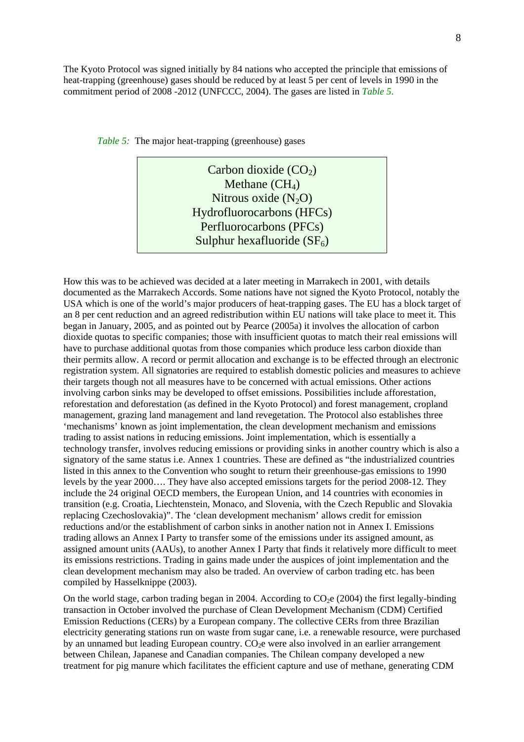The Kyoto Protocol was signed initially by 84 nations who accepted the principle that emissions of heat-trapping (greenhouse) gases should be reduced by at least 5 per cent of levels in 1990 in the commitment period of 2008 -2012 (UNFCCC, 2004). The gases are listed in *Table 5.*

*Table 5:* The major heat-trapping (greenhouse) gases

| |
|---|
| Carbon dioxide ($CO_2$) |
| Methane ($CH_4$) |
| Nitrous oxide ($N_2O$) |
| Hydrofluorocarbons (HFCs) |
| Perfluorocarbons (PFCs) |
| Sulphur hexafluoride ($SF_6$) |

How this was to be achieved was decided at a later meeting in Marrakech in 2001, with details documented as the Marrakech Accords. Some nations have not signed the Kyoto Protocol, notably the USA which is one of the world's major producers of heat-trapping gases. The EU has a block target of an 8 per cent reduction and an agreed redistribution within EU nations will take place to meet it. This began in January, 2005, and as pointed out by Pearce (2005a) it involves the allocation of carbon dioxide quotas to specific companies; those with insufficient quotas to match their real emissions will have to purchase additional quotas from those companies which produce less carbon dioxide than their permits allow. A record or permit allocation and exchange is to be effected through an electronic registration system. All signatories are required to establish domestic policies and measures to achieve their targets though not all measures have to be concerned with actual emissions. Other actions involving carbon sinks may be developed to offset emissions. Possibilities include afforestation, reforestation and deforestation (as defined in the Kyoto Protocol) and forest management, cropland management, grazing land management and land revegetation. The Protocol also establishes three 'mechanisms' known as joint implementation, the clean development mechanism and emissions trading to assist nations in reducing emissions. Joint implementation, which is essentially a technology transfer, involves reducing emissions or providing sinks in another country which is also a signatory of the same status i.e. Annex 1 countries. These are defined as "the industrialized countries listed in this annex to the Convention who sought to return their greenhouse-gas emissions to 1990 levels by the year 2000…. They have also accepted emissions targets for the period 2008-12. They include the 24 original OECD members, the European Union, and 14 countries with economies in transition (e.g. Croatia, Liechtenstein, Monaco, and Slovenia, with the Czech Republic and Slovakia replacing Czechoslovakia)". The 'clean development mechanism' allows credit for emission reductions and/or the establishment of carbon sinks in another nation not in Annex I. Emissions trading allows an Annex I Party to transfer some of the emissions under its assigned amount, as assigned amount units (AAUs), to another Annex I Party that finds it relatively more difficult to meet its emissions restrictions. Trading in gains made under the auspices of joint implementation and the clean development mechanism may also be traded. An overview of carbon trading etc. has been compiled by Hasselknippe (2003).

On the world stage, carbon trading began in 2004. According to $CO_2$e (2004) the first legally-binding transaction in October involved the purchase of Clean Development Mechanism (CDM) Certified Emission Reductions (CERs) by a European company. The collective CERs from three Brazilian electricity generating stations run on waste from sugar cane, i.e. a renewable resource, were purchased by an unnamed but leading European country. $CO_2$e were also involved in an earlier arrangement between Chilean, Japanese and Canadian companies. The Chilean company developed a new treatment for pig manure which facilitates the efficient capture and use of methane, generating CDM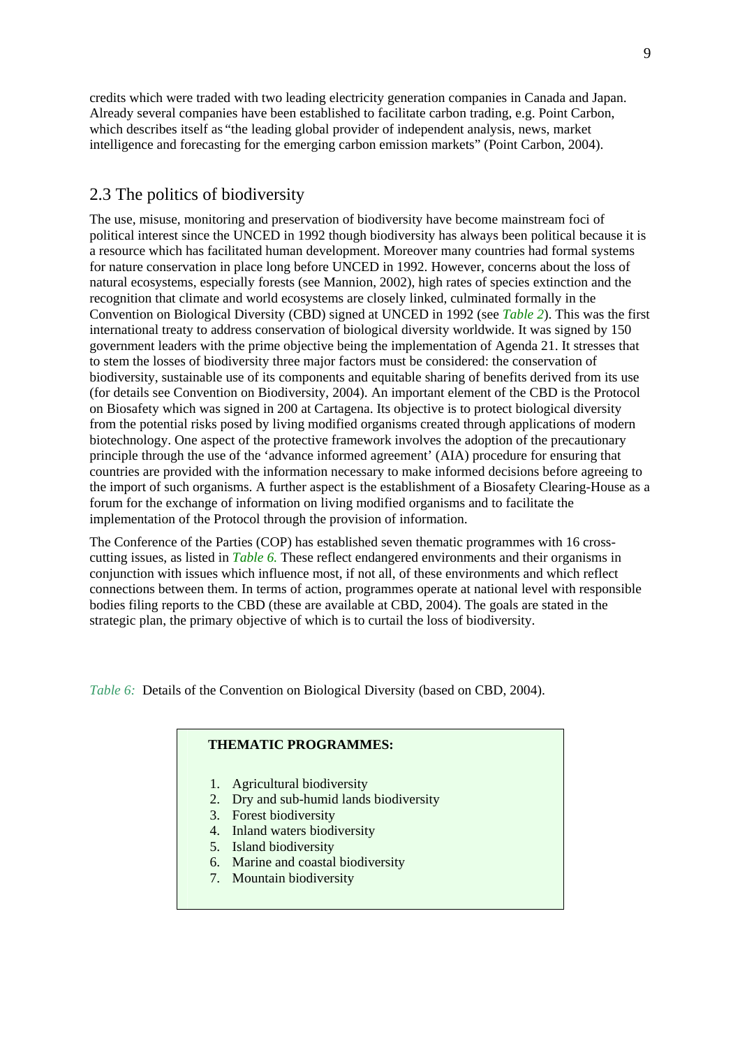credits which were traded with two leading electricity generation companies in Canada and Japan. Already several companies have been established to facilitate carbon trading, e.g. Point Carbon, which describes itself as "the leading global provider of independent analysis, news, market intelligence and forecasting for the emerging carbon emission markets" (Point Carbon, 2004).

## 2.3 The politics of biodiversity

The use, misuse, monitoring and preservation of biodiversity have become mainstream foci of political interest since the UNCED in 1992 though biodiversity has always been political because it is a resource which has facilitated human development. Moreover many countries had formal systems for nature conservation in place long before UNCED in 1992. However, concerns about the loss of natural ecosystems, especially forests (see Mannion, 2002), high rates of species extinction and the recognition that climate and world ecosystems are closely linked, culminated formally in the Convention on Biological Diversity (CBD) signed at UNCED in 1992 (see *Table 2*). This was the first international treaty to address conservation of biological diversity worldwide. It was signed by 150 government leaders with the prime objective being the implementation of Agenda 21. It stresses that to stem the losses of biodiversity three major factors must be considered: the conservation of biodiversity, sustainable use of its components and equitable sharing of benefits derived from its use (for details see Convention on Biodiversity, 2004). An important element of the CBD is the Protocol on Biosafety which was signed in 200 at Cartagena. Its objective is to protect biological diversity from the potential risks posed by living modified organisms created through applications of modern biotechnology. One aspect of the protective framework involves the adoption of the precautionary principle through the use of the 'advance informed agreement' (AIA) procedure for ensuring that countries are provided with the information necessary to make informed decisions before agreeing to the import of such organisms. A further aspect is the establishment of a Biosafety Clearing-House as a forum for the exchange of information on living modified organisms and to facilitate the implementation of the Protocol through the provision of information.

The Conference of the Parties (COP) has established seven thematic programmes with 16 cross-cutting issues, as listed in *Table 6.* These reflect endangered environments and their organisms in conjunction with issues which influence most, if not all, of these environments and which reflect connections between them. In terms of action, programmes operate at national level with responsible bodies filing reports to the CBD (these are available at CBD, 2004). The goals are stated in the strategic plan, the primary objective of which is to curtail the loss of biodiversity.

*Table 6:* Details of the Convention on Biological Diversity (based on CBD, 2004).

**THEMATIC PROGRAMMES:**

1. Agricultural biodiversity
2. Dry and sub-humid lands biodiversity
3. Forest biodiversity
4. Inland waters biodiversity
5. Island biodiversity
6. Marine and coastal biodiversity
7. Mountain biodiversity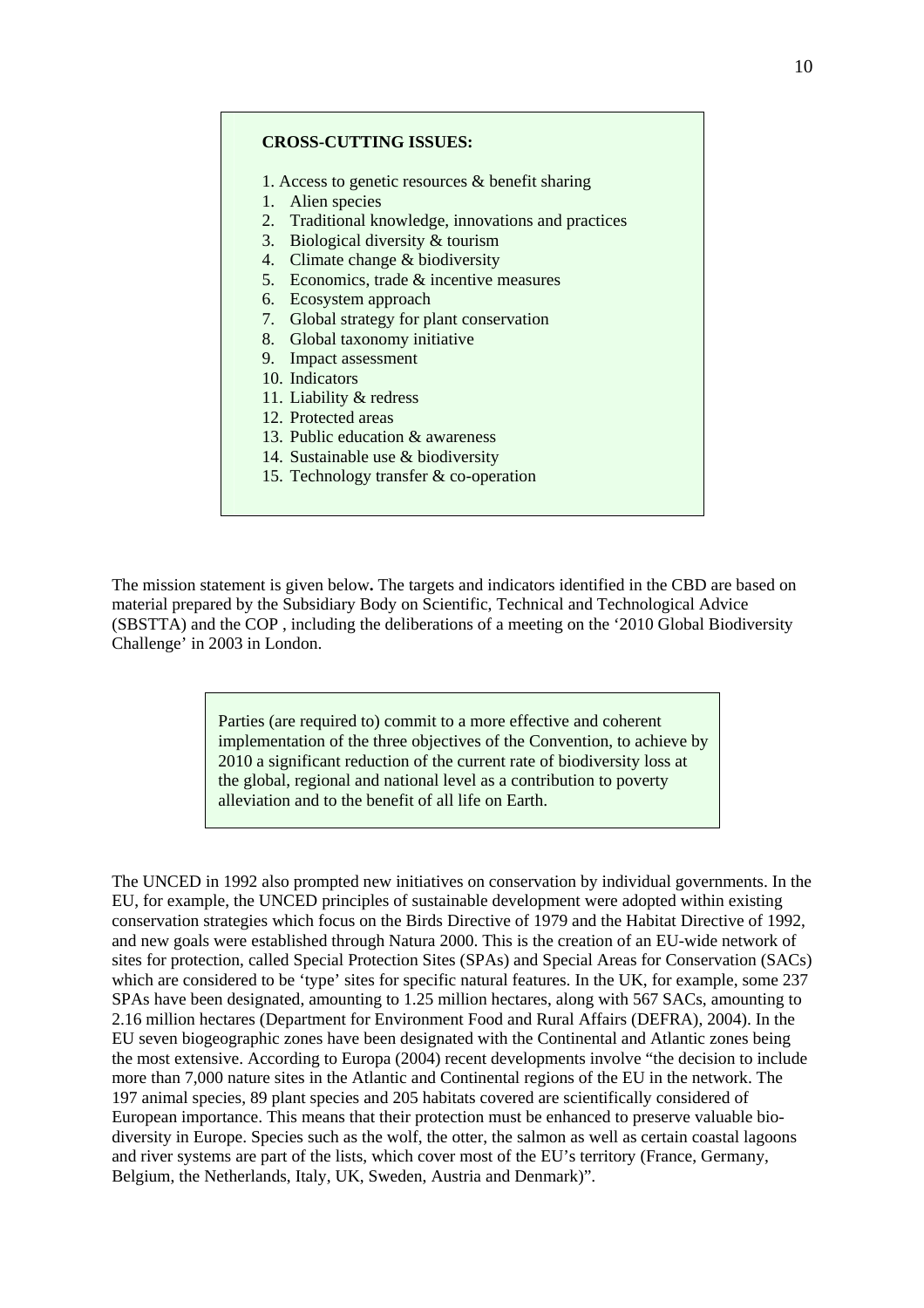**CROSS-CUTTING ISSUES:**

1. Access to genetic resources & benefit sharing
1. Alien species
2. Traditional knowledge, innovations and practices
3. Biological diversity & tourism
4. Climate change & biodiversity
5. Economics, trade & incentive measures
6. Ecosystem approach
7. Global strategy for plant conservation
8. Global taxonomy initiative
9. Impact assessment
10. Indicators
11. Liability & redress
12. Protected areas
13. Public education & awareness
14. Sustainable use & biodiversity
15. Technology transfer & co-operation

The mission statement is given below**.** The targets and indicators identified in the CBD are based on material prepared by the Subsidiary Body on Scientific, Technical and Technological Advice (SBSTTA) and the COP , including the deliberations of a meeting on the '2010 Global Biodiversity Challenge' in 2003 in London.

> Parties (are required to) commit to a more effective and coherent implementation of the three objectives of the Convention, to achieve by 2010 a significant reduction of the current rate of biodiversity loss at the global, regional and national level as a contribution to poverty alleviation and to the benefit of all life on Earth.

The UNCED in 1992 also prompted new initiatives on conservation by individual governments. In the EU, for example, the UNCED principles of sustainable development were adopted within existing conservation strategies which focus on the Birds Directive of 1979 and the Habitat Directive of 1992, and new goals were established through Natura 2000. This is the creation of an EU-wide network of sites for protection, called Special Protection Sites (SPAs) and Special Areas for Conservation (SACs) which are considered to be 'type' sites for specific natural features. In the UK, for example, some 237 SPAs have been designated, amounting to 1.25 million hectares, along with 567 SACs, amounting to 2.16 million hectares (Department for Environment Food and Rural Affairs (DEFRA), 2004). In the EU seven biogeographic zones have been designated with the Continental and Atlantic zones being the most extensive. According to Europa (2004) recent developments involve "the decision to include more than 7,000 nature sites in the Atlantic and Continental regions of the EU in the network. The 197 animal species, 89 plant species and 205 habitats covered are scientifically considered of European importance. This means that their protection must be enhanced to preserve valuable bio-diversity in Europe. Species such as the wolf, the otter, the salmon as well as certain coastal lagoons and river systems are part of the lists, which cover most of the EU's territory (France, Germany, Belgium, the Netherlands, Italy, UK, Sweden, Austria and Denmark)".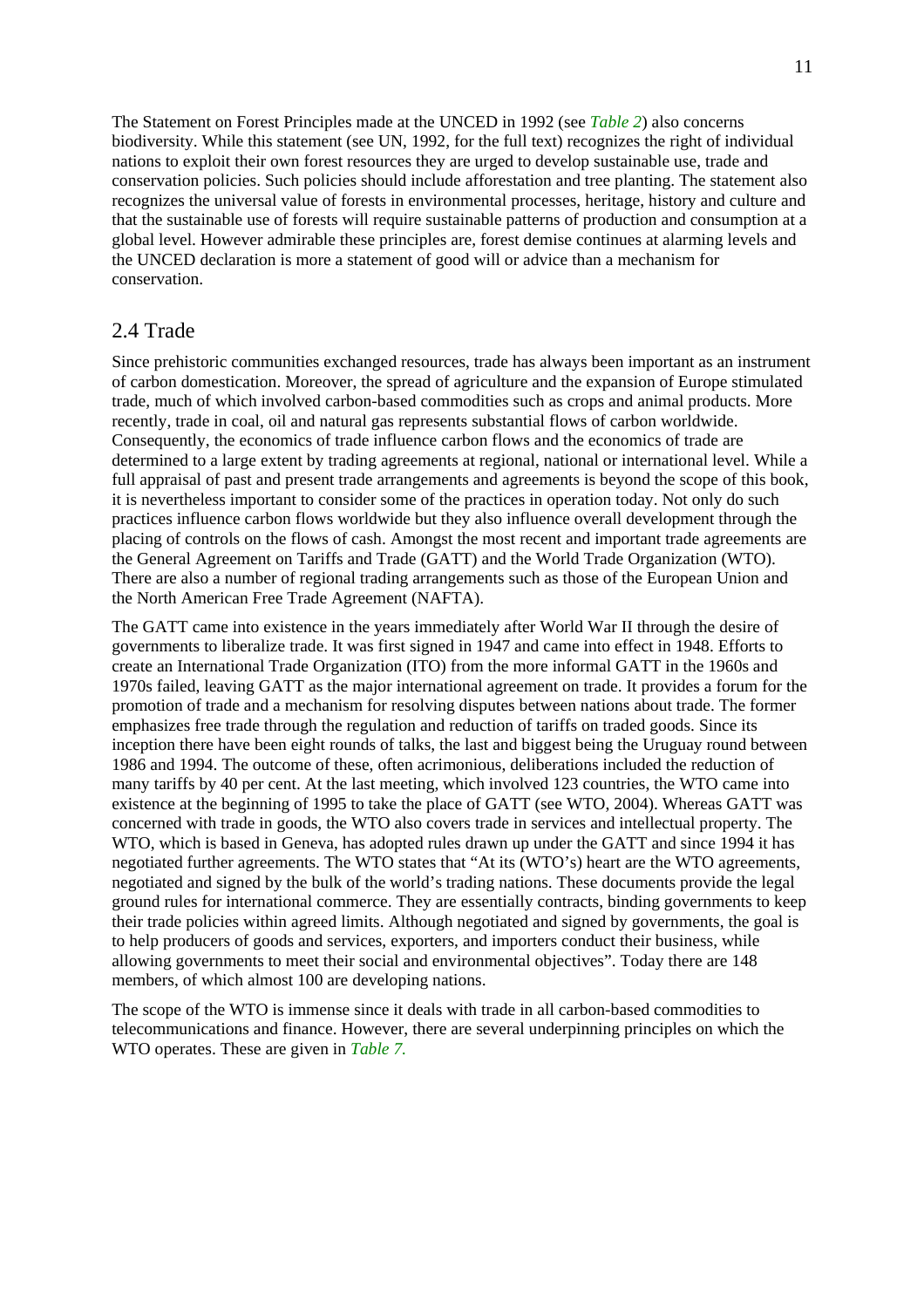The Statement on Forest Principles made at the UNCED in 1992 (see *Table 2*) also concerns biodiversity. While this statement (see UN, 1992, for the full text) recognizes the right of individual nations to exploit their own forest resources they are urged to develop sustainable use, trade and conservation policies. Such policies should include afforestation and tree planting. The statement also recognizes the universal value of forests in environmental processes, heritage, history and culture and that the sustainable use of forests will require sustainable patterns of production and consumption at a global level. However admirable these principles are, forest demise continues at alarming levels and the UNCED declaration is more a statement of good will or advice than a mechanism for conservation.

## 2.4 Trade

Since prehistoric communities exchanged resources, trade has always been important as an instrument of carbon domestication. Moreover, the spread of agriculture and the expansion of Europe stimulated trade, much of which involved carbon-based commodities such as crops and animal products. More recently, trade in coal, oil and natural gas represents substantial flows of carbon worldwide. Consequently, the economics of trade influence carbon flows and the economics of trade are determined to a large extent by trading agreements at regional, national or international level. While a full appraisal of past and present trade arrangements and agreements is beyond the scope of this book, it is nevertheless important to consider some of the practices in operation today. Not only do such practices influence carbon flows worldwide but they also influence overall development through the placing of controls on the flows of cash. Amongst the most recent and important trade agreements are the General Agreement on Tariffs and Trade (GATT) and the World Trade Organization (WTO). There are also a number of regional trading arrangements such as those of the European Union and the North American Free Trade Agreement (NAFTA).

The GATT came into existence in the years immediately after World War II through the desire of governments to liberalize trade. It was first signed in 1947 and came into effect in 1948. Efforts to create an International Trade Organization (ITO) from the more informal GATT in the 1960s and 1970s failed, leaving GATT as the major international agreement on trade. It provides a forum for the promotion of trade and a mechanism for resolving disputes between nations about trade. The former emphasizes free trade through the regulation and reduction of tariffs on traded goods. Since its inception there have been eight rounds of talks, the last and biggest being the Uruguay round between 1986 and 1994. The outcome of these, often acrimonious, deliberations included the reduction of many tariffs by 40 per cent. At the last meeting, which involved 123 countries, the WTO came into existence at the beginning of 1995 to take the place of GATT (see WTO, 2004). Whereas GATT was concerned with trade in goods, the WTO also covers trade in services and intellectual property. The WTO, which is based in Geneva, has adopted rules drawn up under the GATT and since 1994 it has negotiated further agreements. The WTO states that “At its (WTO’s) heart are the WTO agreements, negotiated and signed by the bulk of the world’s trading nations. These documents provide the legal ground rules for international commerce. They are essentially contracts, binding governments to keep their trade policies within agreed limits. Although negotiated and signed by governments, the goal is to help producers of goods and services, exporters, and importers conduct their business, while allowing governments to meet their social and environmental objectives”. Today there are 148 members, of which almost 100 are developing nations.

The scope of the WTO is immense since it deals with trade in all carbon-based commodities to telecommunications and finance. However, there are several underpinning principles on which the WTO operates. These are given in *Table 7.*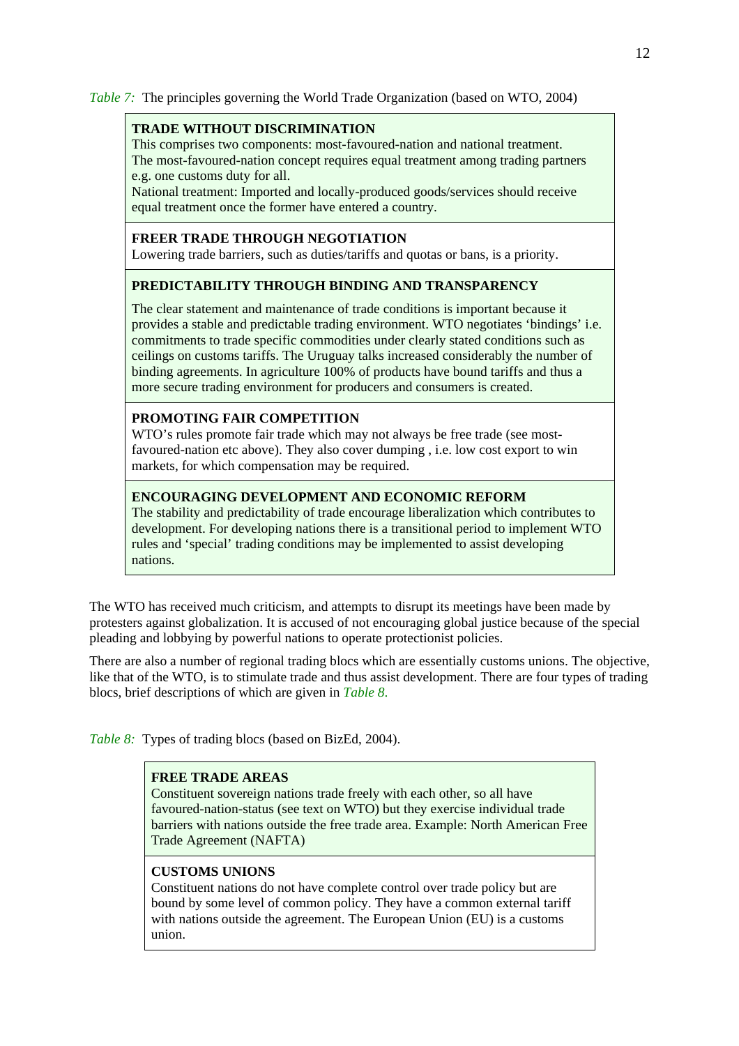*Table 7:* The principles governing the World Trade Organization (based on WTO, 2004)

| |
|---|
| **TRADE WITHOUT DISCRIMINATION**<br>This comprises two components: most-favoured-nation and national treatment.<br>The most-favoured-nation concept requires equal treatment among trading partners e.g. one customs duty for all.<br>National treatment: Imported and locally-produced goods/services should receive equal treatment once the former have entered a country. |
| **FREER TRADE THROUGH NEGOTIATION**<br>Lowering trade barriers, such as duties/tariffs and quotas or bans, is a priority. |
| **PREDICTABILITY THROUGH BINDING AND TRANSPARENCY**<br>The clear statement and maintenance of trade conditions is important because it provides a stable and predictable trading environment. WTO negotiates 'bindings' i.e. commitments to trade specific commodities under clearly stated conditions such as ceilings on customs tariffs. The Uruguay talks increased considerably the number of binding agreements. In agriculture 100% of products have bound tariffs and thus a more secure trading environment for producers and consumers is created. |
| **PROMOTING FAIR COMPETITION**<br>WTO's rules promote fair trade which may not always be free trade (see most-favoured-nation etc above). They also cover dumping , i.e. low cost export to win markets, for which compensation may be required. |
| **ENCOURAGING DEVELOPMENT AND ECONOMIC REFORM**<br>The stability and predictability of trade encourage liberalization which contributes to development. For developing nations there is a transitional period to implement WTO rules and 'special' trading conditions may be implemented to assist developing nations. |

The WTO has received much criticism, and attempts to disrupt its meetings have been made by protesters against globalization. It is accused of not encouraging global justice because of the special pleading and lobbying by powerful nations to operate protectionist policies.

There are also a number of regional trading blocs which are essentially customs unions. The objective, like that of the WTO, is to stimulate trade and thus assist development. There are four types of trading blocs, brief descriptions of which are given in *Table 8.*

*Table 8:* Types of trading blocs (based on BizEd, 2004).

| |
|---|
| **FREE TRADE AREAS**<br>Constituent sovereign nations trade freely with each other, so all have favoured-nation-status (see text on WTO) but they exercise individual trade barriers with nations outside the free trade area. Example: North American Free Trade Agreement (NAFTA) |
| **CUSTOMS UNIONS**<br>Constituent nations do not have complete control over trade policy but are bound by some level of common policy. They have a common external tariff with nations outside the agreement. The European Union (EU) is a customs union. |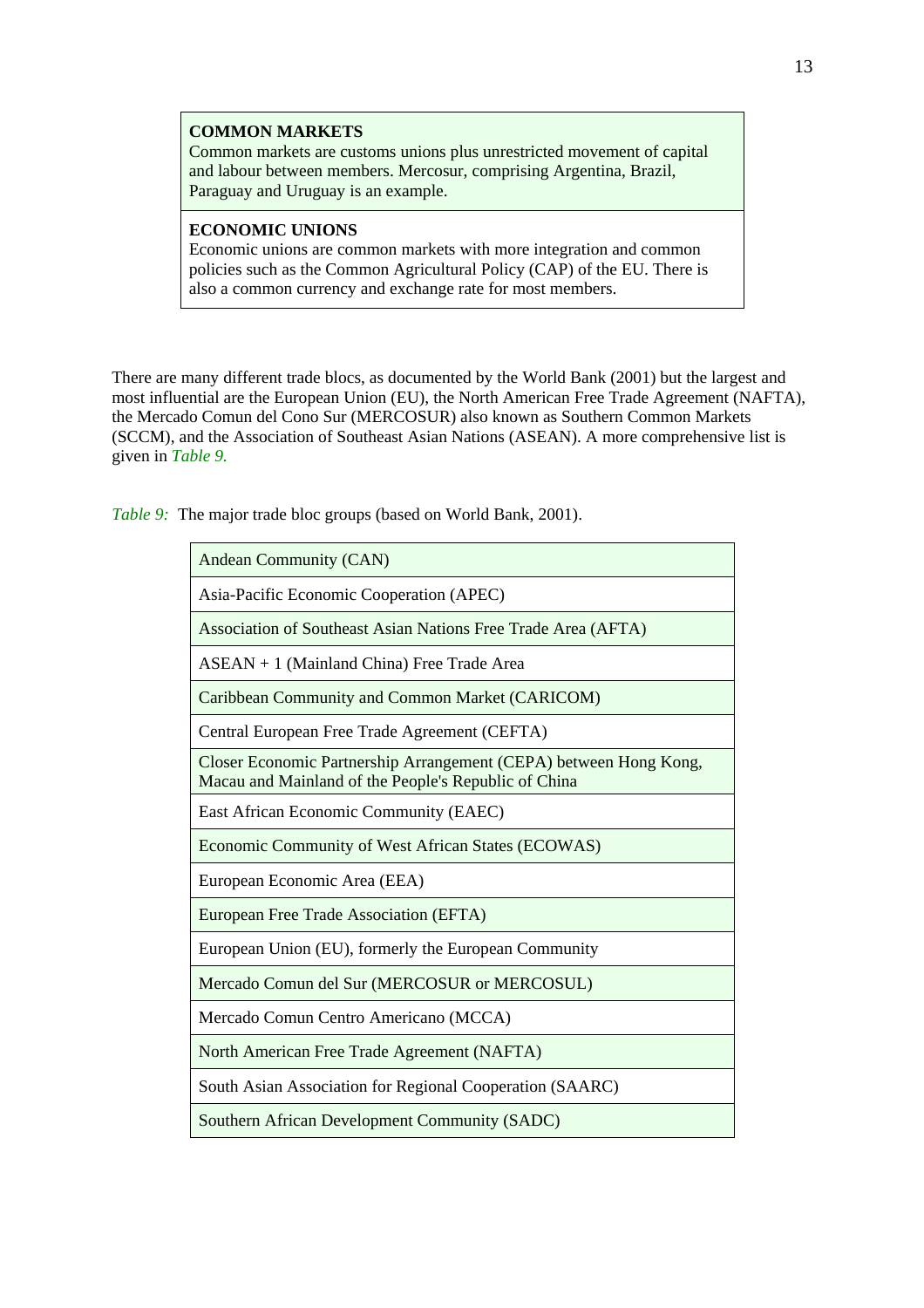| **COMMON MARKETS**<br>Common markets are customs unions plus unrestricted movement of capital and labour between members. Mercosur, comprising Argentina, Brazil, Paraguay and Uruguay is an example. |
|---|
| **ECONOMIC UNIONS**<br>Economic unions are common markets with more integration and common policies such as the Common Agricultural Policy (CAP) of the EU. There is also a common currency and exchange rate for most members. |

There are many different trade blocs, as documented by the World Bank (2001) but the largest and most influential are the European Union (EU), the North American Free Trade Agreement (NAFTA), the Mercado Comun del Cono Sur (MERCOSUR) also known as Southern Common Markets (SCCM), and the Association of Southeast Asian Nations (ASEAN). A more comprehensive list is given in *Table 9.*

*Table 9:* The major trade bloc groups (based on World Bank, 2001).

| Trade bloc |
|---|
| Andean Community (CAN) |
| Asia-Pacific Economic Cooperation (APEC) |
| Association of Southeast Asian Nations Free Trade Area (AFTA) |
| ASEAN + 1 (Mainland China) Free Trade Area |
| Caribbean Community and Common Market (CARICOM) |
| Central European Free Trade Agreement (CEFTA) |
| Closer Economic Partnership Arrangement (CEPA) between Hong Kong, Macau and Mainland of the People's Republic of China |
| East African Economic Community (EAEC) |
| Economic Community of West African States (ECOWAS) |
| European Economic Area (EEA) |
| European Free Trade Association (EFTA) |
| European Union (EU), formerly the European Community |
| Mercado Comun del Sur (MERCOSUR or MERCOSUL) |
| Mercado Comun Centro Americano (MCCA) |
| North American Free Trade Agreement (NAFTA) |
| South Asian Association for Regional Cooperation (SAARC) |
| Southern African Development Community (SADC) |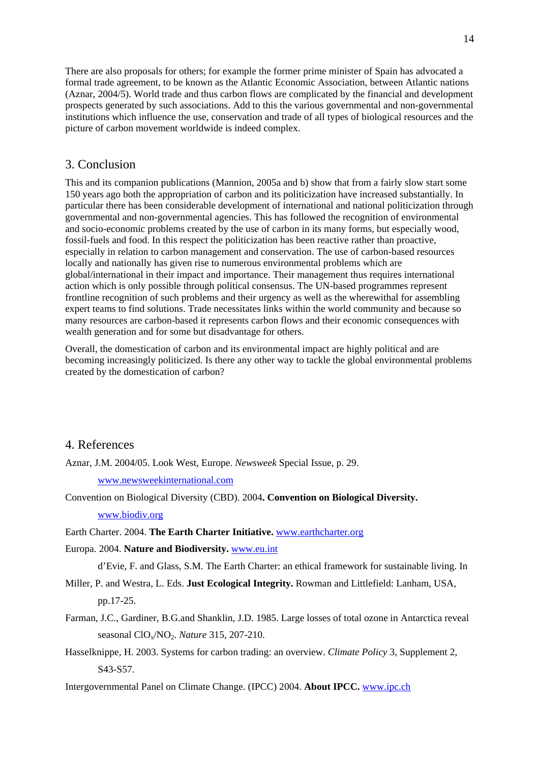There are also proposals for others; for example the former prime minister of Spain has advocated a formal trade agreement, to be known as the Atlantic Economic Association, between Atlantic nations (Aznar, 2004/5). World trade and thus carbon flows are complicated by the financial and development prospects generated by such associations. Add to this the various governmental and non-governmental institutions which influence the use, conservation and trade of all types of biological resources and the picture of carbon movement worldwide is indeed complex.

## 3. Conclusion

This and its companion publications (Mannion, 2005a and b) show that from a fairly slow start some 150 years ago both the appropriation of carbon and its politicization have increased substantially. In particular there has been considerable development of international and national politicization through governmental and non-governmental agencies. This has followed the recognition of environmental and socio-economic problems created by the use of carbon in its many forms, but especially wood, fossil-fuels and food. In this respect the politicization has been reactive rather than proactive, especially in relation to carbon management and conservation. The use of carbon-based resources locally and nationally has given rise to numerous environmental problems which are global/international in their impact and importance. Their management thus requires international action which is only possible through political consensus. The UN-based programmes represent frontline recognition of such problems and their urgency as well as the wherewithal for assembling expert teams to find solutions. Trade necessitates links within the world community and because so many resources are carbon-based it represents carbon flows and their economic consequences with wealth generation and for some but disadvantage for others.

Overall, the domestication of carbon and its environmental impact are highly political and are becoming increasingly politicized. Is there any other way to tackle the global environmental problems created by the domestication of carbon?

## 4. References

Aznar, J.M. 2004/05. Look West, Europe. *Newsweek* Special Issue, p. 29. www.newsweekinternational.com

Convention on Biological Diversity (CBD). 2004**. Convention on Biological Diversity.** www.biodiv.org

Earth Charter. 2004. **The Earth Charter Initiative.** www.earthcharter.org

Europa. 2004. **Nature and Biodiversity.** www.eu.int

d'Evie, F. and Glass, S.M. The Earth Charter: an ethical framework for sustainable living. In Miller, P. and Westra, L. Eds. **Just Ecological Integrity.** Rowman and Littlefield: Lanham, USA, pp.17-25.

Farman, J.C., Gardiner, B.G.and Shanklin, J.D. 1985. Large losses of total ozone in Antarctica reveal seasonal $ClO_x/NO_2$. *Nature* 315, 207-210.

Hasselknippe, H. 2003. Systems for carbon trading: an overview. *Climate Policy* 3, Supplement 2, S43-S57.

Intergovernmental Panel on Climate Change. (IPCC) 2004. **About IPCC.** www.ipc.ch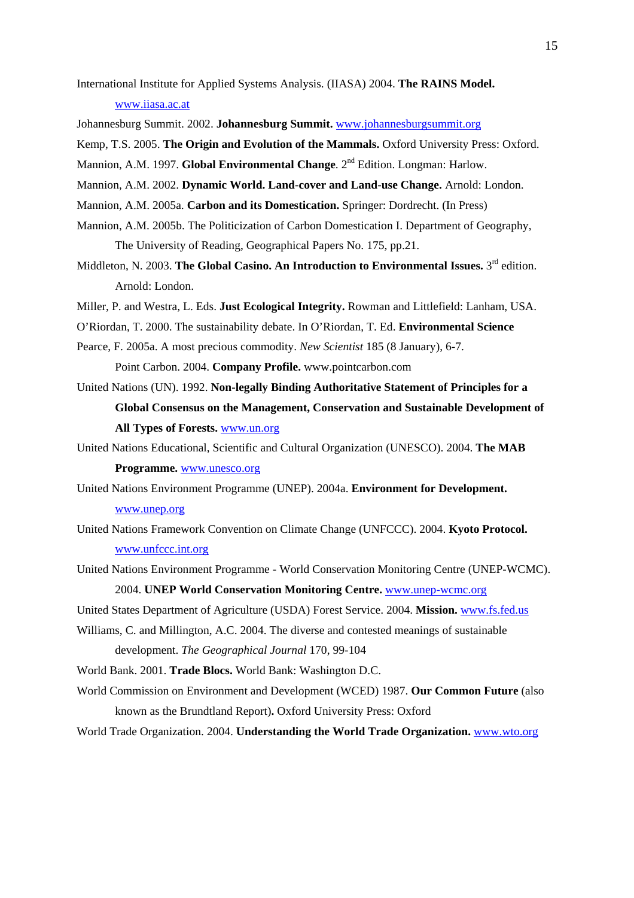International Institute for Applied Systems Analysis. (IIASA) 2004. **The RAINS Model.** www.iiasa.ac.at

Johannesburg Summit. 2002. **Johannesburg Summit.** www.johannesburgsummit.org

Kemp, T.S. 2005. **The Origin and Evolution of the Mammals.** Oxford University Press: Oxford.

Mannion, A.M. 1997. **Global Environmental Change**. 2nd Edition. Longman: Harlow.

Mannion, A.M. 2002. **Dynamic World. Land-cover and Land-use Change.** Arnold: London.

Mannion, A.M. 2005a. **Carbon and its Domestication.** Springer: Dordrecht. (In Press)

Mannion, A.M. 2005b. The Politicization of Carbon Domestication I. Department of Geography, The University of Reading, Geographical Papers No. 175, pp.21.

Middleton, N. 2003. **The Global Casino. An Introduction to Environmental Issues.** 3rd edition. Arnold: London.

Miller, P. and Westra, L. Eds. **Just Ecological Integrity.** Rowman and Littlefield: Lanham, USA.

O'Riordan, T. 2000. The sustainability debate. In O'Riordan, T. Ed. **Environmental Science**

Pearce, F. 2005a. A most precious commodity. *New Scientist* 185 (8 January), 6-7.

Point Carbon. 2004. **Company Profile.** www.pointcarbon.com

United Nations (UN). 1992. **Non-legally Binding Authoritative Statement of Principles for a Global Consensus on the Management, Conservation and Sustainable Development of All Types of Forests.** www.un.org

United Nations Educational, Scientific and Cultural Organization (UNESCO). 2004. **The MAB Programme.** www.unesco.org

United Nations Environment Programme (UNEP). 2004a. **Environment for Development.** www.unep.org

United Nations Framework Convention on Climate Change (UNFCCC). 2004. **Kyoto Protocol.** www.unfccc.int.org

United Nations Environment Programme - World Conservation Monitoring Centre (UNEP-WCMC). 2004. **UNEP World Conservation Monitoring Centre.** www.unep-wcmc.org

United States Department of Agriculture (USDA) Forest Service. 2004. **Mission.** www.fs.fed.us

Williams, C. and Millington, A.C. 2004. The diverse and contested meanings of sustainable development. *The Geographical Journal* 170, 99-104

World Bank. 2001. **Trade Blocs.** World Bank: Washington D.C.

World Commission on Environment and Development (WCED) 1987. **Our Common Future** (also known as the Brundtland Report**)**. Oxford University Press: Oxford

World Trade Organization. 2004. **Understanding the World Trade Organization.** www.wto.org